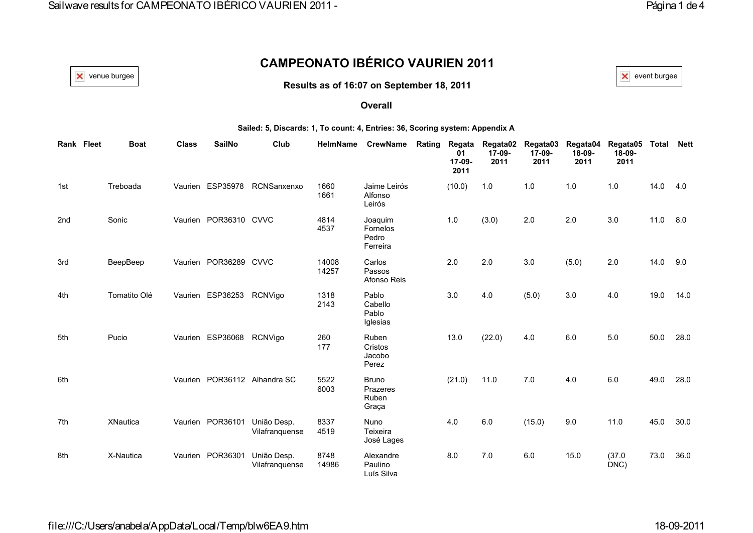# CAMPEONATO IBÉRICO VAURIEN 2011

venue burgee

event burgee

### Results as of 16:07 on September 18, 2011

### Overall

**Sailed: 5, Discards: 1, To count: 4, Entries: 36, Scoring system: Appendix A**

| Rank | Fleet | Boat | Class | SailNo | Club | HelmName | CrewName | Rating | Regata 01 17-09-2011 | Regata02 17-09-2011 | Regata03 17-09-2011 | Regata04 18-09-2011 | Regata05 18-09-2011 | Total | Nett |
|---|---|---|---|---|---|---|---|---|---|---|---|---|---|---|---|
| 1st | | Treboada | Vaurien | ESP35978 | RCNSanxenxo | 1660 1661 | Jaime Leirós Alfonso Leirós | | (10.0) | 1.0 | 1.0 | 1.0 | 1.0 | 14.0 | 4.0 |
| 2nd | | Sonic | Vaurien | POR36310 | CVVC | 4814 4537 | Joaquim Fornelos Pedro Ferreira | | 1.0 | (3.0) | 2.0 | 2.0 | 3.0 | 11.0 | 8.0 |
| 3rd | | BeepBeep | Vaurien | POR36289 | CVVC | 14008 14257 | Carlos Passos Afonso Reis | | 2.0 | 2.0 | 3.0 | (5.0) | 2.0 | 14.0 | 9.0 |
| 4th | | Tomatito Olé | Vaurien | ESP36253 | RCNVigo | 1318 2143 | Pablo Cabello Pablo Iglesias | | 3.0 | 4.0 | (5.0) | 3.0 | 4.0 | 19.0 | 14.0 |
| 5th | | Pucio | Vaurien | ESP36068 | RCNVigo | 260 177 | Ruben Cristos Jacobo Perez | | 13.0 | (22.0) | 4.0 | 6.0 | 5.0 | 50.0 | 28.0 |
| 6th | | | Vaurien | POR36112 | Alhandra SC | 5522 6003 | Bruno Prazeres Ruben Graça | | (21.0) | 11.0 | 7.0 | 4.0 | 6.0 | 49.0 | 28.0 |
| 7th | | XNautica | Vaurien | POR36101 | União Desp. Vilafranquense | 8337 4519 | Nuno Teixeira José Lages | | 4.0 | 6.0 | (15.0) | 9.0 | 11.0 | 45.0 | 30.0 |
| 8th | | X-Nautica | Vaurien | POR36301 | União Desp. Vilafranquense | 8748 14986 | Alexandre Paulino Luís Silva | | 8.0 | 7.0 | 6.0 | 15.0 | (37.0 DNC) | 73.0 | 36.0 |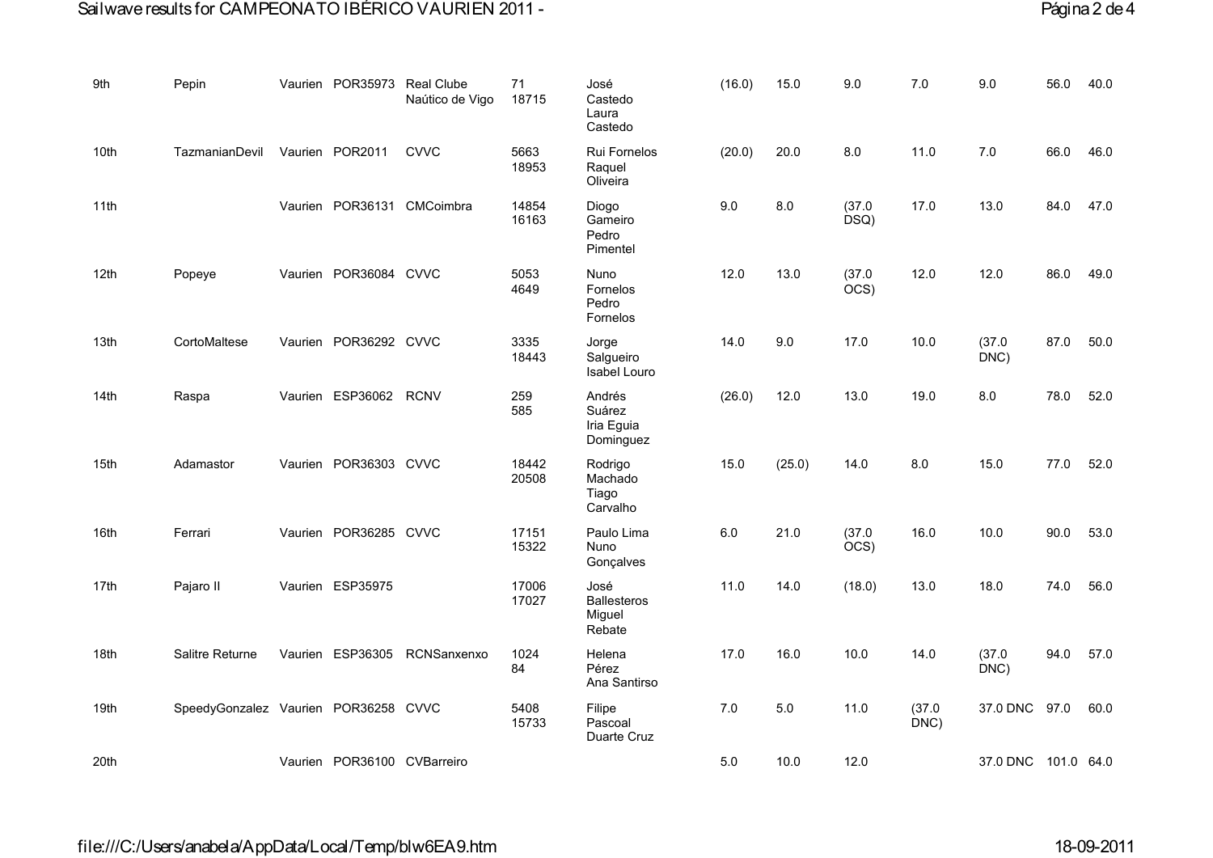| | | | | | | | | | | | | | |
|---|---|---|---|---|---|---|---|---|---|---|---|---|---|
| 9th | Pepin | Vaurien | POR35973 | Real Clube Naútico de Vigo | 71 18715 | José Castedo Laura Castedo | (16.0) | 15.0 | 9.0 | 7.0 | 9.0 | 56.0 | 40.0 |
| 10th | TazmanianDevil | Vaurien | POR2011 | CVVC | 5663 18953 | Rui Fornelos Raquel Oliveira | (20.0) | 20.0 | 8.0 | 11.0 | 7.0 | 66.0 | 46.0 |
| 11th | | Vaurien | POR36131 | CMCoimbra | 14854 16163 | Diogo Gameiro Pedro Pimentel | 9.0 | 8.0 | (37.0 DSQ) | 17.0 | 13.0 | 84.0 | 47.0 |
| 12th | Popeye | Vaurien | POR36084 | CVVC | 5053 4649 | Nuno Fornelos Pedro Fornelos | 12.0 | 13.0 | (37.0 OCS) | 12.0 | 12.0 | 86.0 | 49.0 |
| 13th | CortoMaltese | Vaurien | POR36292 | CVVC | 3335 18443 | Jorge Salgueiro Isabel Louro | 14.0 | 9.0 | 17.0 | 10.0 | (37.0 DNC) | 87.0 | 50.0 |
| 14th | Raspa | Vaurien | ESP36062 | RCNV | 259 585 | Andrés Suárez Iria Eguia Dominguez | (26.0) | 12.0 | 13.0 | 19.0 | 8.0 | 78.0 | 52.0 |
| 15th | Adamastor | Vaurien | POR36303 | CVVC | 18442 20508 | Rodrigo Machado Tiago Carvalho | 15.0 | (25.0) | 14.0 | 8.0 | 15.0 | 77.0 | 52.0 |
| 16th | Ferrari | Vaurien | POR36285 | CVVC | 17151 15322 | Paulo Lima Nuno Gonçalves | 6.0 | 21.0 | (37.0 OCS) | 16.0 | 10.0 | 90.0 | 53.0 |
| 17th | Pajaro II | Vaurien | ESP35975 | | 17006 17027 | José Ballesteros Miguel Rebate | 11.0 | 14.0 | (18.0) | 13.0 | 18.0 | 74.0 | 56.0 |
| 18th | Salitre Returne | Vaurien | ESP36305 | RCNSanxenxo | 1024 84 | Helena Pérez Ana Santirso | 17.0 | 16.0 | 10.0 | 14.0 | (37.0 DNC) | 94.0 | 57.0 |
| 19th | SpeedyGonzalez | Vaurien | POR36258 | CVVC | 5408 15733 | Filipe Pascoal Duarte Cruz | 7.0 | 5.0 | 11.0 | (37.0 DNC) | 37.0 DNC | 97.0 | 60.0 |
| 20th | | Vaurien | POR36100 | CVBarreiro | | | 5.0 | 10.0 | 12.0 | | 37.0 DNC | 101.0 | 64.0 |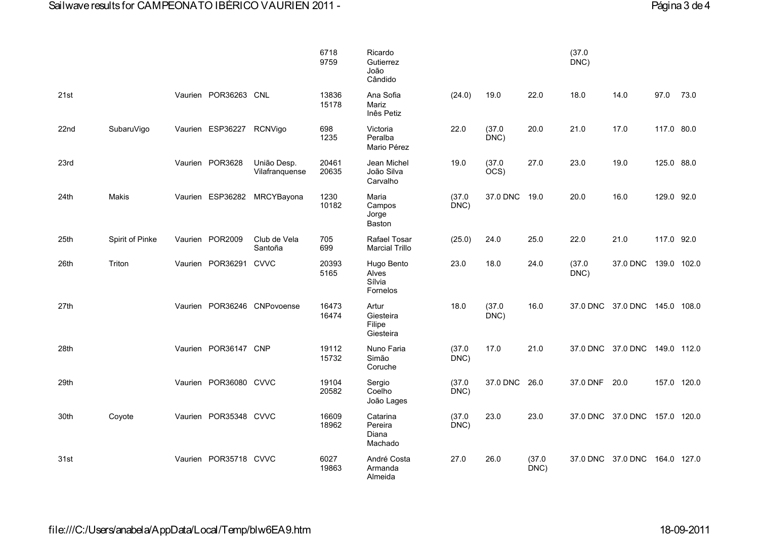| | | | | | | | | | | | | | |
|---|---|---|---|---|---|---|---|---|---|---|---|---|---|
| | | | | | 6718 9759 | Ricardo Gutierrez João Cândido | | | | (37.0 DNC) | | | |
| 21st | | Vaurien | POR36263 | CNL | 13836 15178 | Ana Sofia Mariz Inês Petiz | (24.0) | 19.0 | 22.0 | 18.0 | 14.0 | 97.0 | 73.0 |
| 22nd | SubaruVigo | Vaurien | ESP36227 | RCNVigo | 698 1235 | Victoria Peralba Mario Pérez | 22.0 | (37.0 DNC) | 20.0 | 21.0 | 17.0 | 117.0 | 80.0 |
| 23rd | | Vaurien | POR3628 | União Desp. Vilafranquense | 20461 20635 | Jean Michel João Silva Carvalho | 19.0 | (37.0 OCS) | 27.0 | 23.0 | 19.0 | 125.0 | 88.0 |
| 24th | Makis | Vaurien | ESP36282 | MRCYBayona | 1230 10182 | Maria Campos Jorge Baston | (37.0 DNC) | 37.0 DNC | 19.0 | 20.0 | 16.0 | 129.0 | 92.0 |
| 25th | Spirit of Pinke | Vaurien | POR2009 | Club de Vela Santoña | 705 699 | Rafael Tosar Marcial Trillo | (25.0) | 24.0 | 25.0 | 22.0 | 21.0 | 117.0 | 92.0 |
| 26th | Triton | Vaurien | POR36291 | CVVC | 20393 5165 | Hugo Bento Alves Sílvia Fornelos | 23.0 | 18.0 | 24.0 | (37.0 DNC) | 37.0 DNC | 139.0 | 102.0 |
| 27th | | Vaurien | POR36246 | CNPovoense | 16473 16474 | Artur Giesteira Filipe Giesteira | 18.0 | (37.0 DNC) | 16.0 | 37.0 DNC | 37.0 DNC | 145.0 | 108.0 |
| 28th | | Vaurien | POR36147 | CNP | 19112 15732 | Nuno Faria Simão Coruche | (37.0 DNC) | 17.0 | 21.0 | 37.0 DNC | 37.0 DNC | 149.0 | 112.0 |
| 29th | | Vaurien | POR36080 | CVVC | 19104 20582 | Sergio Coelho João Lages | (37.0 DNC) | 37.0 DNC | 26.0 | 37.0 DNF | 20.0 | 157.0 | 120.0 |
| 30th | Coyote | Vaurien | POR35348 | CVVC | 16609 18962 | Catarina Pereira Diana Machado | (37.0 DNC) | 23.0 | 23.0 | 37.0 DNC | 37.0 DNC | 157.0 | 120.0 |
| 31st | | Vaurien | POR35718 | CVVC | 6027 19863 | André Costa Armanda Almeida | 27.0 | 26.0 | (37.0 DNC) | 37.0 DNC | 37.0 DNC | 164.0 | 127.0 |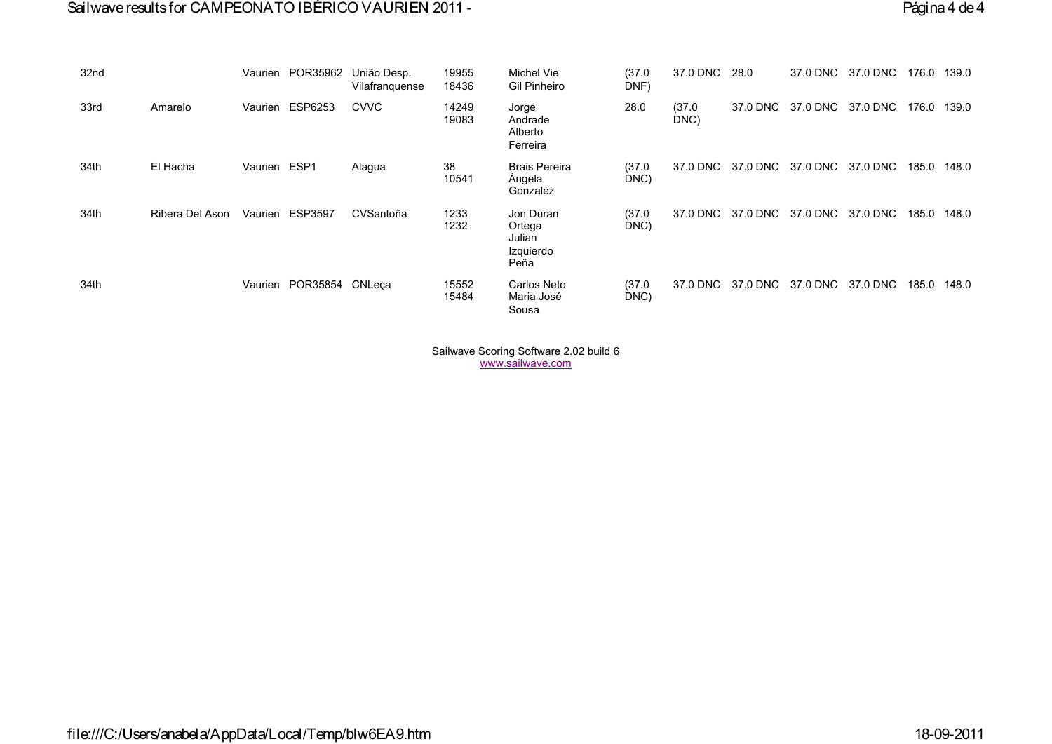| | | | | | | | | | | | | | | |
|---|---|---|---|---|---|---|---|---|---|---|---|---|---|---|
| 32nd | | Vaurien | POR35962 | União Desp. Vilafranquense | 19955 18436 | Michel Vie Gil Pinheiro | (37.0 DNF) | 37.0 DNC | 28.0 | 37.0 DNC | 37.0 DNC | 176.0 | 139.0 |
| 33rd | Amarelo | Vaurien | ESP6253 | CVVC | 14249 19083 | Jorge Andrade Alberto Ferreira | 28.0 | (37.0 DNC) | 37.0 DNC | 37.0 DNC | 37.0 DNC | 176.0 | 139.0 |
| 34th | El Hacha | Vaurien | ESP1 | Alagua | 38 10541 | Brais Pereira Ángela Gonzaléz | (37.0 DNC) | 37.0 DNC | 37.0 DNC | 37.0 DNC | 37.0 DNC | 185.0 | 148.0 |
| 34th | Ribera Del Ason | Vaurien | ESP3597 | CVSantoña | 1233 1232 | Jon Duran Ortega Julian Izquierdo Peña | (37.0 DNC) | 37.0 DNC | 37.0 DNC | 37.0 DNC | 37.0 DNC | 185.0 | 148.0 |
| 34th | | Vaurien | POR35854 | CNLeça | 15552 15484 | Carlos Neto Maria José Sousa | (37.0 DNC) | 37.0 DNC | 37.0 DNC | 37.0 DNC | 37.0 DNC | 185.0 | 148.0 |

Sailwave Scoring Software 2.02 build 6
www.sailwave.com